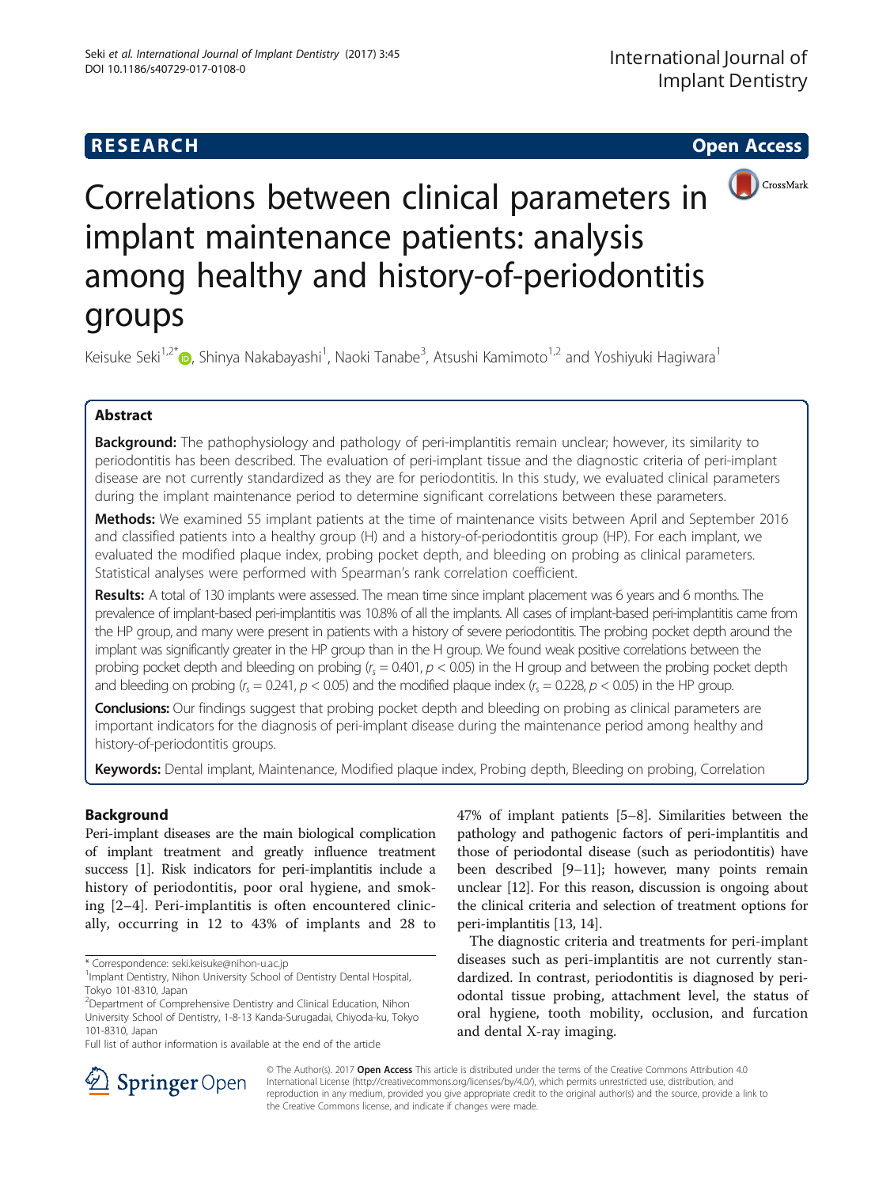**RESEARCH** **Open Access**

# Correlations between clinical parameters in implant maintenance patients: analysis among healthy and history-of-periodontitis groups

Keisuke Seki[1,2*], Shinya Nakabayashi[1], Naoki Tanabe[3], Atsushi Kamimoto[1,2] and Yoshiyuki Hagiwara[1]

## Abstract

**Background:** The pathophysiology and pathology of peri-implantitis remain unclear; however, its similarity to periodontitis has been described. The evaluation of peri-implant tissue and the diagnostic criteria of peri-implant disease are not currently standardized as they are for periodontitis. In this study, we evaluated clinical parameters during the implant maintenance period to determine significant correlations between these parameters.

**Methods:** We examined 55 implant patients at the time of maintenance visits between April and September 2016 and classified patients into a healthy group (H) and a history-of-periodontitis group (HP). For each implant, we evaluated the modified plaque index, probing pocket depth, and bleeding on probing as clinical parameters. Statistical analyses were performed with Spearman's rank correlation coefficient.

**Results:** A total of 130 implants were assessed. The mean time since implant placement was 6 years and 6 months. The prevalence of implant-based peri-implantitis was 10.8% of all the implants. All cases of implant-based peri-implantitis came from the HP group, and many were present in patients with a history of severe periodontitis. The probing pocket depth around the implant was significantly greater in the HP group than in the H group. We found weak positive correlations between the probing pocket depth and bleeding on probing ($r_s = 0.401$, $p < 0.05$) in the H group and between the probing pocket depth and bleeding on probing ($r_s = 0.241$, $p < 0.05$) and the modified plaque index ($r_s = 0.228$, $p < 0.05$) in the HP group.

**Conclusions:** Our findings suggest that probing pocket depth and bleeding on probing as clinical parameters are important indicators for the diagnosis of peri-implant disease during the maintenance period among healthy and history-of-periodontitis groups.

**Keywords:** Dental implant, Maintenance, Modified plaque index, Probing depth, Bleeding on probing, Correlation

## Background

Peri-implant diseases are the main biological complication of implant treatment and greatly influence treatment success [1]. Risk indicators for peri-implantitis include a history of periodontitis, poor oral hygiene, and smoking [2–4]. Peri-implantitis is often encountered clinically, occurring in 12 to 43% of implants and 28 to 47% of implant patients [5–8]. Similarities between the pathology and pathogenic factors of peri-implantitis and those of periodontal disease (such as periodontitis) have been described [9–11]; however, many points remain unclear [12]. For this reason, discussion is ongoing about the clinical criteria and selection of treatment options for peri-implantitis [13, 14].

The diagnostic criteria and treatments for peri-implant diseases such as peri-implantitis are not currently standardized. In contrast, periodontitis is diagnosed by periodontal tissue probing, attachment level, the status of oral hygiene, tooth mobility, occlusion, and furcation and dental X-ray imaging.

\* Correspondence: seki.keisuke@nihon-u.ac.jp
[1] Implant Dentistry, Nihon University School of Dentistry Dental Hospital, Tokyo 101-8310, Japan
[2] Department of Comprehensive Dentistry and Clinical Education, Nihon University School of Dentistry, 1-8-13 Kanda-Surugadai, Chiyoda-ku, Tokyo 101-8310, Japan
Full list of author information is available at the end of the article

© The Author(s). 2017 **Open Access** This article is distributed under the terms of the Creative Commons Attribution 4.0 International License (http://creativecommons.org/licenses/by/4.0/), which permits unrestricted use, distribution, and reproduction in any medium, provided you give appropriate credit to the original author(s) and the source, provide a link to the Creative Commons license, and indicate if changes were made.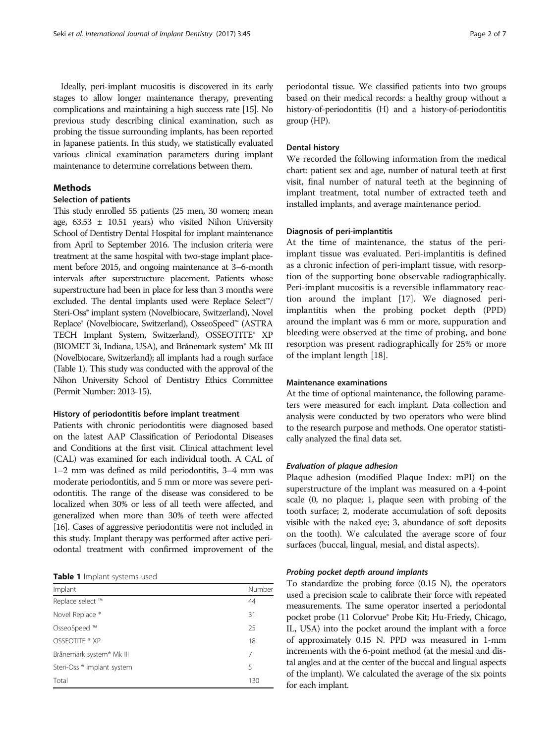Ideally, peri-implant mucositis is discovered in its early stages to allow longer maintenance therapy, preventing complications and maintaining a high success rate [15]. No previous study describing clinical examination, such as probing the tissue surrounding implants, has been reported in Japanese patients. In this study, we statistically evaluated various clinical examination parameters during implant maintenance to determine correlations between them.

## Methods

### Selection of patients

This study enrolled 55 patients (25 men, 30 women; mean age, 63.53 ± 10.51 years) who visited Nihon University School of Dentistry Dental Hospital for implant maintenance from April to September 2016. The inclusion criteria were treatment at the same hospital with two-stage implant placement before 2015, and ongoing maintenance at 3–6-month intervals after superstructure placement. Patients whose superstructure had been in place for less than 3 months were excluded. The dental implants used were Replace Select™/ Steri-Oss® implant system (Novelbiocare, Switzerland), Novel Replace® (Novelbiocare, Switzerland), OsseoSpeed™ (ASTRA TECH Implant System, Switzerland), OSSEOTITE® XP (BIOMET 3i, Indiana, USA), and Brånemark system® Mk III (Novelbiocare, Switzerland); all implants had a rough surface (Table 1). This study was conducted with the approval of the Nihon University School of Dentistry Ethics Committee (Permit Number: 2013-15).

### History of periodontitis before implant treatment

Patients with chronic periodontitis were diagnosed based on the latest AAP Classification of Periodontal Diseases and Conditions at the first visit. Clinical attachment level (CAL) was examined for each individual tooth. A CAL of 1–2 mm was defined as mild periodontitis, 3–4 mm was moderate periodontitis, and 5 mm or more was severe periodontitis. The range of the disease was considered to be localized when 30% or less of all teeth were affected, and generalized when more than 30% of teeth were affected [16]. Cases of aggressive periodontitis were not included in this study. Implant therapy was performed after active periodontal treatment with confirmed improvement of the periodontal tissue. We classified patients into two groups based on their medical records: a healthy group without a history-of-periodontitis (H) and a history-of-periodontitis group (HP).

**Table 1** Implant systems used

| Implant | Number |
|---|---|
| Replace select ™ | 44 |
| Novel Replace ® | 31 |
| OsseoSpeed ™ | 25 |
| OSSEOTITE ® XP | 18 |
| Brånemark system® Mk III | 7 |
| Steri-Oss ® implant system | 5 |
| Total | 130 |

### Dental history

We recorded the following information from the medical chart: patient sex and age, number of natural teeth at first visit, final number of natural teeth at the beginning of implant treatment, total number of extracted teeth and installed implants, and average maintenance period.

### Diagnosis of peri-implantitis

At the time of maintenance, the status of the peri-implant tissue was evaluated. Peri-implantitis is defined as a chronic infection of peri-implant tissue, with resorption of the supporting bone observable radiographically. Peri-implant mucositis is a reversible inflammatory reaction around the implant [17]. We diagnosed peri-implantitis when the probing pocket depth (PPD) around the implant was 6 mm or more, suppuration and bleeding were observed at the time of probing, and bone resorption was present radiographically for 25% or more of the implant length [18].

### Maintenance examinations

At the time of optional maintenance, the following parameters were measured for each implant. Data collection and analysis were conducted by two operators who were blind to the research purpose and methods. One operator statistically analyzed the final data set.

#### *Evaluation of plaque adhesion*

Plaque adhesion (modified Plaque Index: mPI) on the superstructure of the implant was measured on a 4-point scale (0, no plaque; 1, plaque seen with probing of the tooth surface; 2, moderate accumulation of soft deposits visible with the naked eye; 3, abundance of soft deposits on the tooth). We calculated the average score of four surfaces (buccal, lingual, mesial, and distal aspects).

#### *Probing pocket depth around implants*

To standardize the probing force (0.15 N), the operators used a precision scale to calibrate their force with repeated measurements. The same operator inserted a periodontal pocket probe (11 Colorvue® Probe Kit; Hu-Friedy, Chicago, IL, USA) into the pocket around the implant with a force of approximately 0.15 N. PPD was measured in 1-mm increments with the 6-point method (at the mesial and distal angles and at the center of the buccal and lingual aspects of the implant). We calculated the average of the six points for each implant.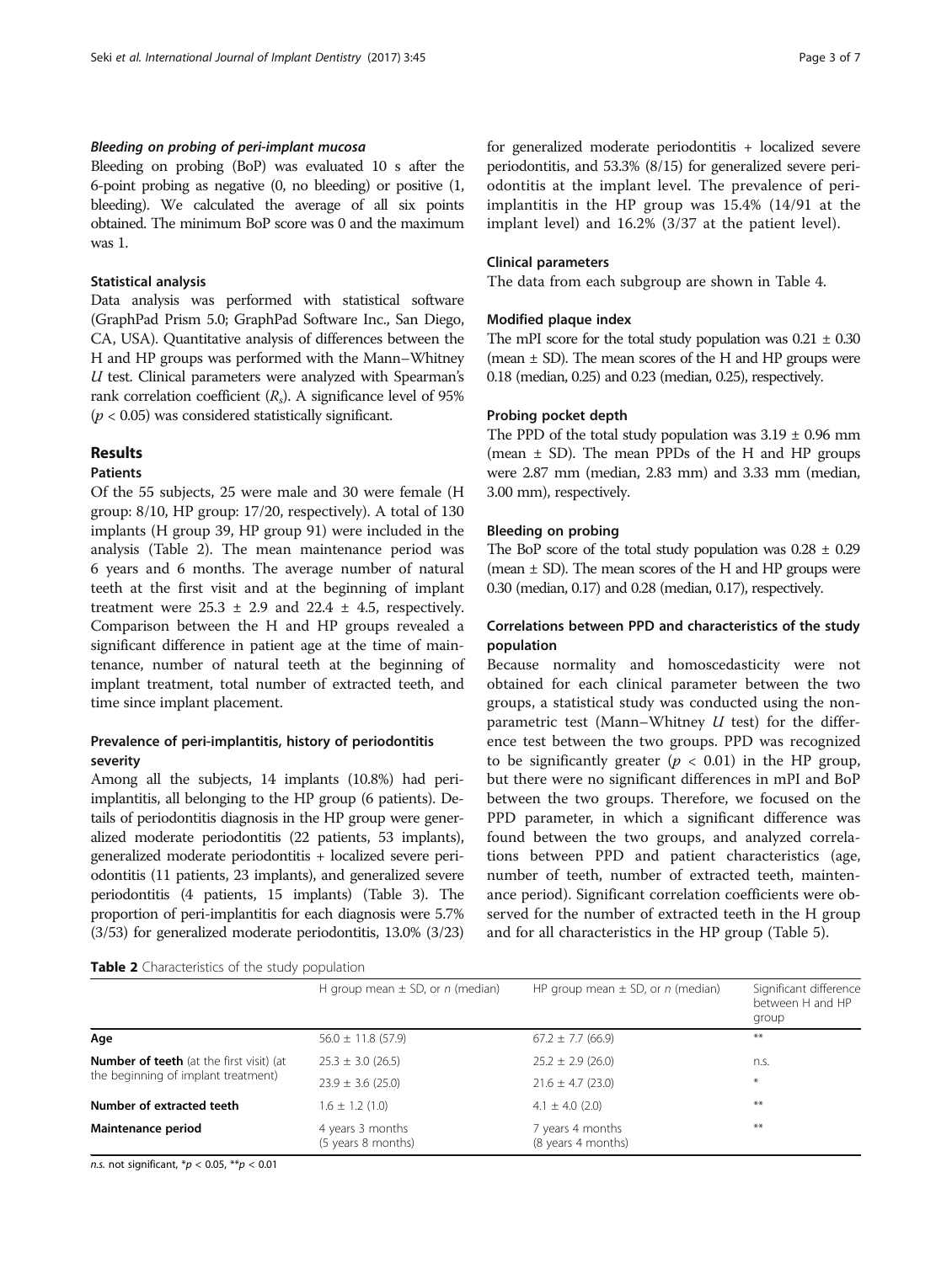#### *Bleeding on probing of peri-implant mucosa*

Bleeding on probing (BoP) was evaluated 10 s after the 6-point probing as negative (0, no bleeding) or positive (1, bleeding). We calculated the average of all six points obtained. The minimum BoP score was 0 and the maximum was 1.

### Statistical analysis

Data analysis was performed with statistical software (GraphPad Prism 5.0; GraphPad Software Inc., San Diego, CA, USA). Quantitative analysis of differences between the H and HP groups was performed with the Mann–Whitney *U* test. Clinical parameters were analyzed with Spearman's rank correlation coefficient ($R_s$). A significance level of 95% ($p < 0.05$) was considered statistically significant.

## Results

### Patients

Of the 55 subjects, 25 were male and 30 were female (H group: 8/10, HP group: 17/20, respectively). A total of 130 implants (H group 39, HP group 91) were included in the analysis (Table 2). The mean maintenance period was 6 years and 6 months. The average number of natural teeth at the first visit and at the beginning of implant treatment were 25.3 ± 2.9 and 22.4 ± 4.5, respectively. Comparison between the H and HP groups revealed a significant difference in patient age at the time of maintenance, number of natural teeth at the beginning of implant treatment, total number of extracted teeth, and time since implant placement.

### Prevalence of peri-implantitis, history of periodontitis severity

Among all the subjects, 14 implants (10.8%) had peri-implantitis, all belonging to the HP group (6 patients). Details of periodontitis diagnosis in the HP group were generalized moderate periodontitis (22 patients, 53 implants), generalized moderate periodontitis + localized severe periodontitis (11 patients, 23 implants), and generalized severe periodontitis (4 patients, 15 implants) (Table 3). The proportion of peri-implantitis for each diagnosis were 5.7% (3/53) for generalized moderate periodontitis, 13.0% (3/23) for generalized moderate periodontitis + localized severe periodontitis, and 53.3% (8/15) for generalized severe periodontitis at the implant level. The prevalence of peri-implantitis in the HP group was 15.4% (14/91 at the implant level) and 16.2% (3/37 at the patient level).

### Clinical parameters

The data from each subgroup are shown in Table 4.

### Modified plaque index

The mPI score for the total study population was 0.21 ± 0.30 (mean ± SD). The mean scores of the H and HP groups were 0.18 (median, 0.25) and 0.23 (median, 0.25), respectively.

### Probing pocket depth

The PPD of the total study population was 3.19 ± 0.96 mm (mean ± SD). The mean PPDs of the H and HP groups were 2.87 mm (median, 2.83 mm) and 3.33 mm (median, 3.00 mm), respectively.

### Bleeding on probing

The BoP score of the total study population was 0.28 ± 0.29 (mean ± SD). The mean scores of the H and HP groups were 0.30 (median, 0.17) and 0.28 (median, 0.17), respectively.

### Correlations between PPD and characteristics of the study population

Because normality and homoscedasticity were not obtained for each clinical parameter between the two groups, a statistical study was conducted using the non-parametric test (Mann–Whitney *U* test) for the difference test between the two groups. PPD was recognized to be significantly greater ($p < 0.01$) in the HP group, but there were no significant differences in mPI and BoP between the two groups. Therefore, we focused on the PPD parameter, in which a significant difference was found between the two groups, and analyzed correlations between PPD and patient characteristics (age, number of teeth, number of extracted teeth, maintenance period). Significant correlation coefficients were observed for the number of extracted teeth in the H group and for all characteristics in the HP group (Table 5).

**Table 2** Characteristics of the study population

| | H group mean ± SD, or *n* (median) | HP group mean ± SD, or *n* (median) | Significant difference between H and HP group |
|---|---|---|---|
| **Age** | 56.0 ± 11.8 (57.9) | 67.2 ± 7.7 (66.9) | ** |
| **Number of teeth** (at the first visit) | 25.3 ± 3.0 (26.5) | 25.2 ± 2.9 (26.0) | n.s. |
| (at the beginning of implant treatment) | 23.9 ± 3.6 (25.0) | 21.6 ± 4.7 (23.0) | * |
| **Number of extracted teeth** | 1.6 ± 1.2 (1.0) | 4.1 ± 4.0 (2.0) | ** |
| **Maintenance period** | 4 years 3 months (5 years 8 months) | 7 years 4 months (8 years 4 months) | ** |

*n.s.* not significant, *$p < 0.05$, **$p < 0.01$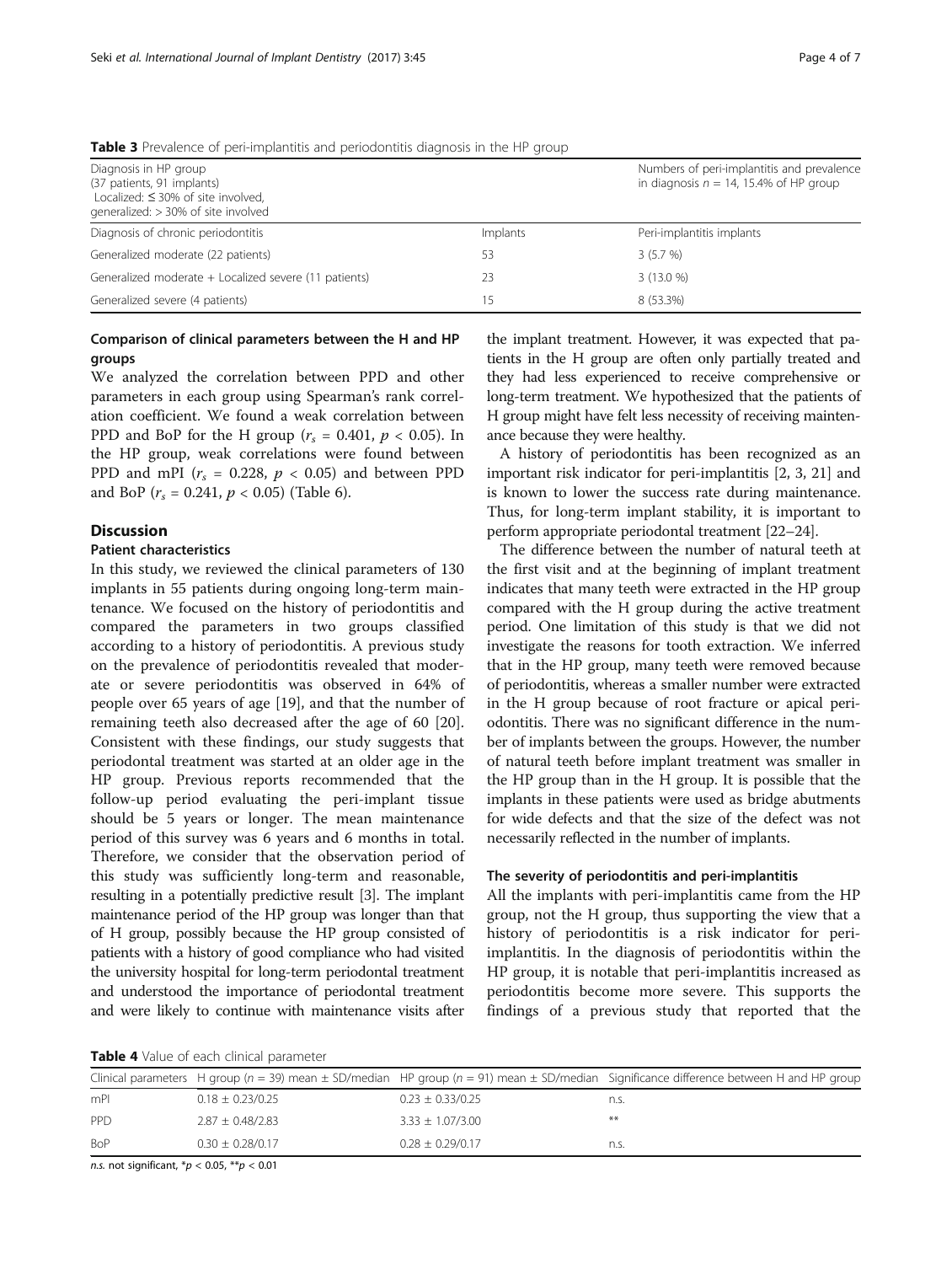**Table 3** Prevalence of peri-implantitis and periodontitis diagnosis in the HP group

| Diagnosis in HP group (37 patients, 91 implants) Localized: ≤ 30% of site involved, generalized: > 30% of site involved | | Numbers of peri-implantitis and prevalence in diagnosis $n = 14$, 15.4% of HP group |
|---|---|---|
| Diagnosis of chronic periodontitis | Implants | Peri-implantitis implants |
| Generalized moderate (22 patients) | 53 | 3 (5.7 %) |
| Generalized moderate + Localized severe (11 patients) | 23 | 3 (13.0 %) |
| Generalized severe (4 patients) | 15 | 8 (53.3%) |

### Comparison of clinical parameters between the H and HP groups

We analyzed the correlation between PPD and other parameters in each group using Spearman's rank correlation coefficient. We found a weak correlation between PPD and BoP for the H group ($r_s = 0.401$, $p < 0.05$). In the HP group, weak correlations were found between PPD and mPI ($r_s = 0.228$, $p < 0.05$) and between PPD and BoP ($r_s = 0.241$, $p < 0.05$) (Table 6).

## Discussion

### Patient characteristics

In this study, we reviewed the clinical parameters of 130 implants in 55 patients during ongoing long-term maintenance. We focused on the history of periodontitis and compared the parameters in two groups classified according to a history of periodontitis. A previous study on the prevalence of periodontitis revealed that moderate or severe periodontitis was observed in 64% of people over 65 years of age [19], and that the number of remaining teeth also decreased after the age of 60 [20]. Consistent with these findings, our study suggests that periodontal treatment was started at an older age in the HP group. Previous reports recommended that the follow-up period evaluating the peri-implant tissue should be 5 years or longer. The mean maintenance period of this survey was 6 years and 6 months in total. Therefore, we consider that the observation period of this study was sufficiently long-term and reasonable, resulting in a potentially predictive result [3]. The implant maintenance period of the HP group was longer than that of H group, possibly because the HP group consisted of patients with a history of good compliance who had visited the university hospital for long-term periodontal treatment and understood the importance of periodontal treatment and were likely to continue with maintenance visits after the implant treatment. However, it was expected that patients in the H group are often only partially treated and they had less experienced to receive comprehensive or long-term treatment. We hypothesized that the patients of H group might have felt less necessity of receiving maintenance because they were healthy.

A history of periodontitis has been recognized as an important risk indicator for peri-implantitis [2, 3, 21] and is known to lower the success rate during maintenance. Thus, for long-term implant stability, it is important to perform appropriate periodontal treatment [22–24].

The difference between the number of natural teeth at the first visit and at the beginning of implant treatment indicates that many teeth were extracted in the HP group compared with the H group during the active treatment period. One limitation of this study is that we did not investigate the reasons for tooth extraction. We inferred that in the HP group, many teeth were removed because of periodontitis, whereas a smaller number were extracted in the H group because of root fracture or apical periodontitis. There was no significant difference in the number of implants between the groups. However, the number of natural teeth before implant treatment was smaller in the HP group than in the H group. It is possible that the implants in these patients were used as bridge abutments for wide defects and that the size of the defect was not necessarily reflected in the number of implants.

### The severity of periodontitis and peri-implantitis

All the implants with peri-implantitis came from the HP group, not the H group, thus supporting the view that a history of periodontitis is a risk indicator for peri-implantitis. In the diagnosis of periodontitis within the HP group, it is notable that peri-implantitis increased as periodontitis become more severe. This supports the findings of a previous study that reported that the

**Table 4** Value of each clinical parameter

| Clinical parameters | H group ($n = 39$) mean ± SD/median | HP group ($n = 91$) mean ± SD/median | Significance difference between H and HP group |
|---|---|---|---|
| mPI | 0.18 ± 0.23/0.25 | 0.23 ± 0.33/0.25 | n.s. |
| PPD | 2.87 ± 0.48/2.83 | 3.33 ± 1.07/3.00 | ** |
| BoP | 0.30 ± 0.28/0.17 | 0.28 ± 0.29/0.17 | n.s. |

*n.s.* not significant, *$p < 0.05$, **$p < 0.01$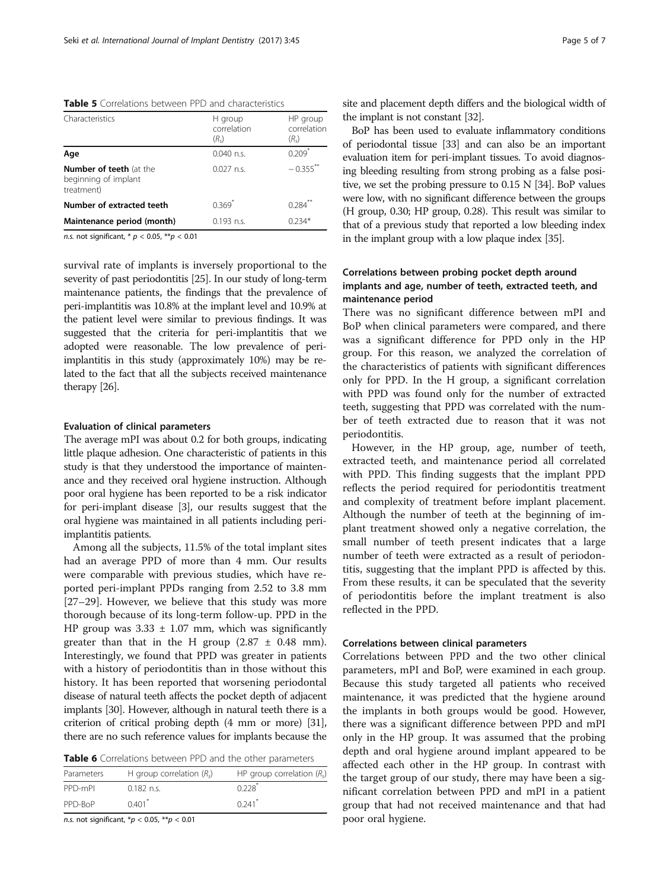**Table 5** Correlations between PPD and characteristics

| Characteristics | H group correlation ($R_s$) | HP group correlation ($R_s$) |
|---|---|---|
| **Age** | 0.040 n.s. | 0.209* |
| **Number of teeth** (at the beginning of implant treatment) | 0.027 n.s. | −0.355** |
| **Number of extracted teeth** | 0.369* | 0.284** |
| **Maintenance period (month)** | 0.193 n.s. | 0.234* |

*n.s.* not significant, * $p < 0.05$, ** $p < 0.01$

survival rate of implants is inversely proportional to the severity of past periodontitis [25]. In our study of long-term maintenance patients, the findings that the prevalence of peri-implantitis was 10.8% at the implant level and 10.9% at the patient level were similar to previous findings. It was suggested that the criteria for peri-implantitis that we adopted were reasonable. The low prevalence of peri-implantitis in this study (approximately 10%) may be related to the fact that all the subjects received maintenance therapy [26].

#### Evaluation of clinical parameters

The average mPI was about 0.2 for both groups, indicating little plaque adhesion. One characteristic of patients in this study is that they understood the importance of maintenance and they received oral hygiene instruction. Although poor oral hygiene has been reported to be a risk indicator for peri-implant disease [3], our results suggest that the oral hygiene was maintained in all patients including peri-implantitis patients.

Among all the subjects, 11.5% of the total implant sites had an average PPD of more than 4 mm. Our results were comparable with previous studies, which have reported peri-implant PPDs ranging from 2.52 to 3.8 mm [27–29]. However, we believe that this study was more thorough because of its long-term follow-up. PPD in the HP group was 3.33 ± 1.07 mm, which was significantly greater than that in the H group (2.87 ± 0.48 mm). Interestingly, we found that PPD was greater in patients with a history of periodontitis than in those without this history. It has been reported that worsening periodontal disease of natural teeth affects the pocket depth of adjacent implants [30]. However, although in natural teeth there is a criterion of critical probing depth (4 mm or more) [31], there are no such reference values for implants because the site and placement depth differs and the biological width of the implant is not constant [32].

BoP has been used to evaluate inflammatory conditions of periodontal tissue [33] and can also be an important evaluation item for peri-implant tissues. To avoid diagnosing bleeding resulting from strong probing as a false positive, we set the probing pressure to 0.15 N [34]. BoP values were low, with no significant difference between the groups (H group, 0.30; HP group, 0.28). This result was similar to that of a previous study that reported a low bleeding index in the implant group with a low plaque index [35].

**Table 6** Correlations between PPD and the other parameters

| Parameters | H group correlation ($R_s$) | HP group correlation ($R_s$) |
|---|---|---|
| PPD-mPI | 0.182 n.s. | 0.228* |
| PPD-BoP | 0.401* | 0.241* |

*n.s.* not significant, * $p < 0.05$, ** $p < 0.01$

#### Correlations between probing pocket depth around implants and age, number of teeth, extracted teeth, and maintenance period

There was no significant difference between mPI and BoP when clinical parameters were compared, and there was a significant difference for PPD only in the HP group. For this reason, we analyzed the correlation of the characteristics of patients with significant differences only for PPD. In the H group, a significant correlation with PPD was found only for the number of extracted teeth, suggesting that PPD was correlated with the number of teeth extracted due to reason that it was not periodontitis.

However, in the HP group, age, number of teeth, extracted teeth, and maintenance period all correlated with PPD. This finding suggests that the implant PPD reflects the period required for periodontitis treatment and complexity of treatment before implant placement. Although the number of teeth at the beginning of implant treatment showed only a negative correlation, the small number of teeth present indicates that a large number of teeth were extracted as a result of periodontitis, suggesting that the implant PPD is affected by this. From these results, it can be speculated that the severity of periodontitis before the implant treatment is also reflected in the PPD.

#### Correlations between clinical parameters

Correlations between PPD and the two other clinical parameters, mPI and BoP, were examined in each group. Because this study targeted all patients who received maintenance, it was predicted that the hygiene around the implants in both groups would be good. However, there was a significant difference between PPD and mPI only in the HP group. It was assumed that the probing depth and oral hygiene around implant appeared to be affected each other in the HP group. In contrast with the target group of our study, there may have been a significant correlation between PPD and mPI in a patient group that had not received maintenance and that had poor oral hygiene.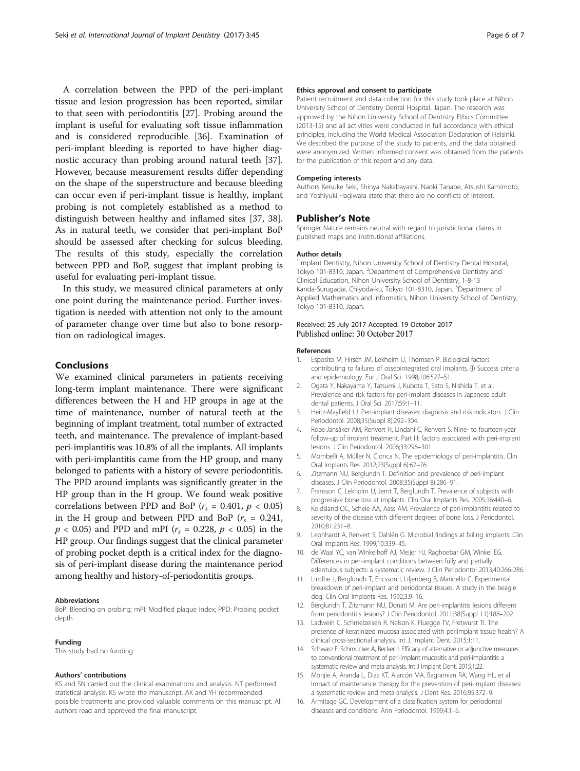A correlation between the PPD of the peri-implant tissue and lesion progression has been reported, similar to that seen with periodontitis [27]. Probing around the implant is useful for evaluating soft tissue inflammation and is considered reproducible [36]. Examination of peri-implant bleeding is reported to have higher diagnostic accuracy than probing around natural teeth [37]. However, because measurement results differ depending on the shape of the superstructure and because bleeding can occur even if peri-implant tissue is healthy, implant probing is not completely established as a method to distinguish between healthy and inflamed sites [37, 38]. As in natural teeth, we consider that peri-implant BoP should be assessed after checking for sulcus bleeding. The results of this study, especially the correlation between PPD and BoP, suggest that implant probing is useful for evaluating peri-implant tissue.

In this study, we measured clinical parameters at only one point during the maintenance period. Further investigation is needed with attention not only to the amount of parameter change over time but also to bone resorption on radiological images.

## Conclusions

We examined clinical parameters in patients receiving long-term implant maintenance. There were significant differences between the H and HP groups in age at the time of maintenance, number of natural teeth at the beginning of implant treatment, total number of extracted teeth, and maintenance. The prevalence of implant-based peri-implantitis was 10.8% of all the implants. All implants with peri-implantitis came from the HP group, and many belonged to patients with a history of severe periodontitis. The PPD around implants was significantly greater in the HP group than in the H group. We found weak positive correlations between PPD and BoP ($r_s$ = 0.401, $p < 0.05$) in the H group and between PPD and BoP ($r_s$ = 0.241, $p < 0.05$) and PPD and mPI ($r_s$ = 0.228, $p < 0.05$) in the HP group. Our findings suggest that the clinical parameter of probing pocket depth is a critical index for the diagnosis of peri-implant disease during the maintenance period among healthy and history-of-periodontitis groups.

#### Abbreviations

BoP: Bleeding on probing; mPI: Modified plaque index; PPD: Probing pocket depth

#### Funding

This study had no funding.

#### Authors' contributions

KS and SN carried out the clinical examinations and analysis. NT performed statistical analysis. KS wrote the manuscript. AK and YH recommended possible treatments and provided valuable comments on this manuscript. All authors read and approved the final manuscript.

#### Ethics approval and consent to participate

Patient recruitment and data collection for this study took place at Nihon University School of Dentistry Dental Hospital, Japan. The research was approved by the Nihon University School of Dentistry Ethics Committee (2013-15) and all activities were conducted in full accordance with ethical principles, including the World Medical Association Declaration of Helsinki. We described the purpose of the study to patients, and the data obtained were anonymized. Written informed consent was obtained from the patients for the publication of this report and any data.

#### Competing interests

Authors Keisuke Seki, Shinya Nakabayashi, Naoki Tanabe, Atsushi Kamimoto, and Yoshiyuki Hagiwara state that there are no conflicts of interest.

## Publisher's Note

Springer Nature remains neutral with regard to jurisdictional claims in published maps and institutional affiliations.

#### Author details

[1]Implant Dentistry, Nihon University School of Dentistry Dental Hospital, Tokyo 101-8310, Japan. [2]Department of Comprehensive Dentistry and Clinical Education, Nihon University School of Dentistry, 1-8-13 Kanda-Surugadai, Chiyoda-ku, Tokyo 101-8310, Japan. [3]Department of Applied Mathematics and Informatics, Nihon University School of Dentistry, Tokyo 101-8310, Japan.

Received: 25 July 2017 Accepted: 19 October 2017
Published online: 30 October 2017

#### References

1. Esposito M, Hirsch JM, Lekholm U, Thomsen P. Biological factors contributing to failures of osseointegrated oral implants. (I) Success criteria and epidemiology. Eur J Oral Sci. 1998;106:527–51.
2. Ogata Y, Nakayama Y, Tatsumi J, Kubota T, Sato S, Nishida T, et al. Prevalence and risk factors for peri-implant diseases in Japanese adult dental patients. J Oral Sci. 2017;59:1–11.
3. Heitz-Mayfield LJ. Peri-implant diseases: diagnosis and risk indicators. J Clin Periodontol. 2008;35(Suppl 8):292–304.
4. Roos-Jansåker AM, Renvert H, Lindahl C, Renvert S. Nine- to fourteen-year follow-up of implant treatment. Part III: factors associated with peri-implant lesions. J Clin Periodontol. 2006;33:296–301.
5. Mombelli A, Müller N, Cionca N. The epidemiology of peri-implantitis. Clin Oral Implants Res. 2012;23(Suppl 6):67–76.
6. Zitzmann NU, Berglundh T. Definition and prevalence of peri-implant diseases. J Clin Periodontol. 2008;35(Suppl 8):286–91.
7. Fransson C, Lekholm U, Jemt T, Berglundh T. Prevalence of subjects with progressive bone loss at implants. Clin Oral Implants Res. 2005;16:440–6.
8. Koldsland OC, Scheie AA, Aass AM. Prevalence of peri-implantitis related to severity of the disease with different degrees of bone loss. J Periodontol. 2010;81:231–8.
9. Leonhardt A, Renvert S, Dahlén G. Microbial findings at failing implants. Clin Oral Implants Res. 1999;10:339–45.
10. de Waal YC, van Winkelhoff AJ, Meijer HJ, Raghoebar GM, Winkel EG. Differences in peri-implant conditions between fully and partially edentulous subjects: a systematic review. J Clin Periodontol 2013;40:266-286.
11. Lindhe J, Berglundh T, Ericsson I, Liljenberg B, Marinello C. Experimental breakdown of peri-implant and periodontal tissues. A study in the beagle dog. Clin Oral Implants Res. 1992;3:9–16.
12. Berglundh T, Zitzmann NU, Donati M. Are peri-implantitis lesions different from periodontitis lesions? J Clin Periodontol. 2011;38(Suppl 11):188–202.
13. Ladwein C, Schmelzeisen R, Nelson K, Fluegge TV, Fretwurst TI. The presence of keratinized mucosa associated with periimplant tissue health? A clinical cross-sectional analysis. Int J. Implant Dent. 2015;1:11.
14. Schwarz F, Schmucker A, Becker J. Efficacy of alternative or adjunctive measures to conventional treatment of peri-implant mucositis and peri-implantitis: a systematic review and meta analysis. Int J Implant Dent. 2015;1:22.
15. Monjie A, Aranda L, Diaz KT, Alarcón MA, Bagramian RA, Wang HL, et al. Impact of maintenance therapy for the prevention of peri-implant diseases: a systematic review and meta-analysis. J Dent Res. 2016;95:372–9.
16. Armitage GC. Development of a classification system for periodontal diseases and conditions. Ann Periodontol. 1999;4:1–6.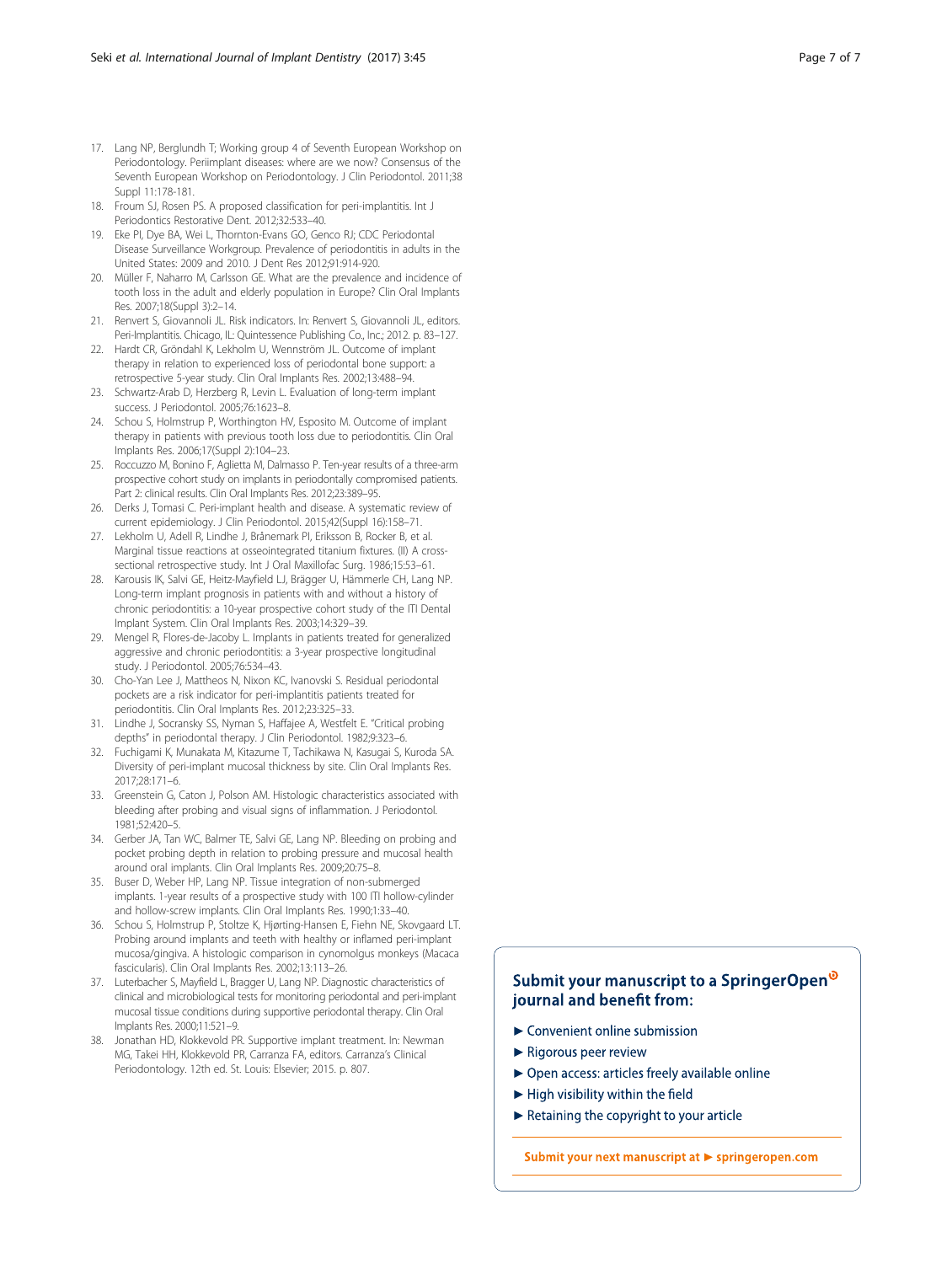17. Lang NP, Berglundh T; Working group 4 of Seventh European Workshop on Periodontology. Periimplant diseases: where are we now? Consensus of the Seventh European Workshop on Periodontology. J Clin Periodontol. 2011;38 Suppl 11:178-181.
18. Froum SJ, Rosen PS. A proposed classification for peri-implantitis. Int J Periodontics Restorative Dent. 2012;32:533–40.
19. Eke PI, Dye BA, Wei L, Thornton-Evans GO, Genco RJ; CDC Periodontal Disease Surveillance Workgroup. Prevalence of periodontitis in adults in the United States: 2009 and 2010. J Dent Res 2012;91:914-920.
20. Müller F, Naharro M, Carlsson GE. What are the prevalence and incidence of tooth loss in the adult and elderly population in Europe? Clin Oral Implants Res. 2007;18(Suppl 3):2–14.
21. Renvert S, Giovannoli JL. Risk indicators. In: Renvert S, Giovannoli JL, editors. Peri-Implantitis. Chicago, IL: Quintessence Publishing Co., Inc.; 2012. p. 83–127.
22. Hardt CR, Gröndahl K, Lekholm U, Wennström JL. Outcome of implant therapy in relation to experienced loss of periodontal bone support: a retrospective 5-year study. Clin Oral Implants Res. 2002;13:488–94.
23. Schwartz-Arab D, Herzberg R, Levin L. Evaluation of long-term implant success. J Periodontol. 2005;76:1623–8.
24. Schou S, Holmstrup P, Worthington HV, Esposito M. Outcome of implant therapy in patients with previous tooth loss due to periodontitis. Clin Oral Implants Res. 2006;17(Suppl 2):104–23.
25. Roccuzzo M, Bonino F, Aglietta M, Dalmasso P. Ten-year results of a three-arm prospective cohort study on implants in periodontally compromised patients. Part 2: clinical results. Clin Oral Implants Res. 2012;23:389–95.
26. Derks J, Tomasi C. Peri-implant health and disease. A systematic review of current epidemiology. J Clin Periodontol. 2015;42(Suppl 16):158–71.
27. Lekholm U, Adell R, Lindhe J, Brånemark PI, Eriksson B, Rocker B, et al. Marginal tissue reactions at osseointegrated titanium fixtures. (II) A cross-sectional retrospective study. Int J Oral Maxillofac Surg. 1986;15:53–61.
28. Karousis IK, Salvi GE, Heitz-Mayfield LJ, Brägger U, Hämmerle CH, Lang NP. Long-term implant prognosis in patients with and without a history of chronic periodontitis: a 10-year prospective cohort study of the ITI Dental Implant System. Clin Oral Implants Res. 2003;14:329–39.
29. Mengel R, Flores-de-Jacoby L. Implants in patients treated for generalized aggressive and chronic periodontitis: a 3-year prospective longitudinal study. J Periodontol. 2005;76:534–43.
30. Cho-Yan Lee J, Mattheos N, Nixon KC, Ivanovski S. Residual periodontal pockets are a risk indicator for peri-implantitis patients treated for periodontitis. Clin Oral Implants Res. 2012;23:325–33.
31. Lindhe J, Socransky SS, Nyman S, Haffajee A, Westfelt E. "Critical probing depths" in periodontal therapy. J Clin Periodontol. 1982;9:323–6.
32. Fuchigami K, Munakata M, Kitazume T, Tachikawa N, Kasugai S, Kuroda SA. Diversity of peri-implant mucosal thickness by site. Clin Oral Implants Res. 2017;28:171–6.
33. Greenstein G, Caton J, Polson AM. Histologic characteristics associated with bleeding after probing and visual signs of inflammation. J Periodontol. 1981;52:420–5.
34. Gerber JA, Tan WC, Balmer TE, Salvi GE, Lang NP. Bleeding on probing and pocket probing depth in relation to probing pressure and mucosal health around oral implants. Clin Oral Implants Res. 2009;20:75–8.
35. Buser D, Weber HP, Lang NP. Tissue integration of non-submerged implants. 1-year results of a prospective study with 100 ITI hollow-cylinder and hollow-screw implants. Clin Oral Implants Res. 1990;1:33–40.
36. Schou S, Holmstrup P, Stoltze K, Hjørting-Hansen E, Fiehn NE, Skovgaard LT. Probing around implants and teeth with healthy or inflamed peri-implant mucosa/gingiva. A histologic comparison in cynomolgus monkeys (Macaca fascicularis). Clin Oral Implants Res. 2002;13:113–26.
37. Luterbacher S, Mayfield L, Bragger U, Lang NP. Diagnostic characteristics of clinical and microbiological tests for monitoring periodontal and peri-implant mucosal tissue conditions during supportive periodontal therapy. Clin Oral Implants Res. 2000;11:521–9.
38. Jonathan HD, Klokkevold PR. Supportive implant treatment. In: Newman MG, Takei HH, Klokkevold PR, Carranza FA, editors. Carranza's Clinical Periodontology. 12th ed. St. Louis: Elsevier; 2015. p. 807.

**Submit your manuscript to a SpringerOpen journal and benefit from:**

- ► Convenient online submission
- ► Rigorous peer review
- ► Open access: articles freely available online
- ► High visibility within the field
- ► Retaining the copyright to your article

**Submit your next manuscript at ► springeropen.com**